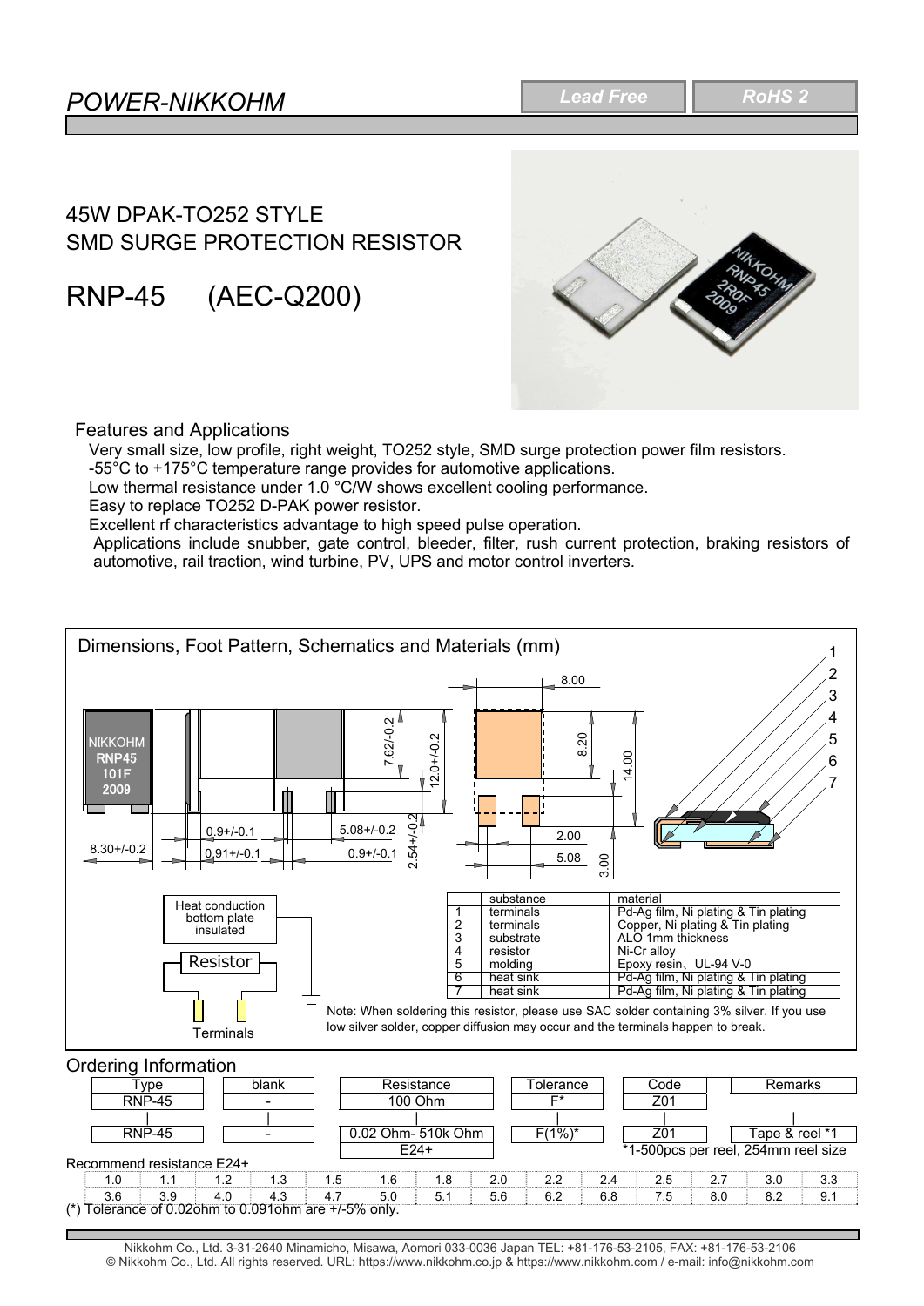# POWER-NIKKOHM

Lead Free | RoHS 2

## 45W DPAK-TO252 STYLE SMD SURGE PROTECTION RESISTOR

## RNP-45 (AEC-Q200)

### Features and Applications

Very small size, low profile, right weight, TO252 style, SMD surge protection power film resistors.
-55°C to +175°C temperature range provides for automotive applications.
Low thermal resistance under 1.0 °C/W shows excellent cooling performance.
Easy to replace TO252 D-PAK power resistor.
Excellent rf characteristics advantage to high speed pulse operation.
Applications include snubber, gate control, bleeder, filter, rush current protection, braking resistors of automotive, rail traction, wind turbine, PV, UPS and motor control inverters.

### Dimensions, Foot Pattern, Schematics and Materials (mm)

NIKKOHM RNP45 101F 2009

8.30+/-0.2, 0.9+/-0.1, 0.91+/-0.1, 5.08+/-0.2, 0.9+/-0.1, 7.62/-0.2, 12.0+/-0.2, 2.54+/-0.2

Foot pattern: 8.00, 8.20, 14.00, 2.00, 5.08, 3.00

Heat conduction bottom plate insulated

Resistor

Terminals

| | substance | material |
|---|---|---|
| 1 | terminals | Pd-Ag film, Ni plating & Tin plating |
| 2 | terminals | Copper, Ni plating & Tin plating |
| 3 | substrate | ALO 1mm thickness |
| 4 | resistor | Ni-Cr alloy |
| 5 | molding | Epoxy resin、UL-94 V-0 |
| 6 | heat sink | Pd-Ag film, Ni plating & Tin plating |
| 7 | heat sink | Pd-Ag film, Ni plating & Tin plating |

Note: When soldering this resistor, please use SAC solder containing 3% silver. If you use low silver solder, copper diffusion may occur and the terminals happen to break.

### Ordering Information

| Type | blank | Resistance | Tolerance | Code | Remarks |
|---|---|---|---|---|---|
| RNP-45 | - | 100 Ohm | F* | Z01 | |
| RNP-45 | - | 0.02 Ohm- 510k Ohm | F(1%)* | Z01 | Tape & reel *1 |
| | | E24+ | | | |

*1-500pcs per reel, 254mm reel size

Recommend resistance E24+

| 1.0 | 1.1 | 1.2 | 1.3 | 1.5 | 1.6 | 1.8 | 2.0 | 2.2 | 2.4 | 2.5 | 2.7 | 3.0 | 3.3 |
|---|---|---|---|---|---|---|---|---|---|---|---|---|---|
| 3.6 | 3.9 | 4.0 | 4.3 | 4.7 | 5.0 | 5.1 | 5.6 | 6.2 | 6.8 | 7.5 | 8.0 | 8.2 | 9.1 |

(*) Tolerance of 0.02ohm to 0.091ohm are +/-5% only.

Nikkohm Co., Ltd. 3-31-2640 Minamicho, Misawa, Aomori 033-0036 Japan TEL: +81-176-53-2105, FAX: +81-176-53-2106
© Nikkohm Co., Ltd. All rights reserved. URL: https://www.nikkohm.co.jp & https://www.nikkohm.com / e-mail: info@nikkohm.com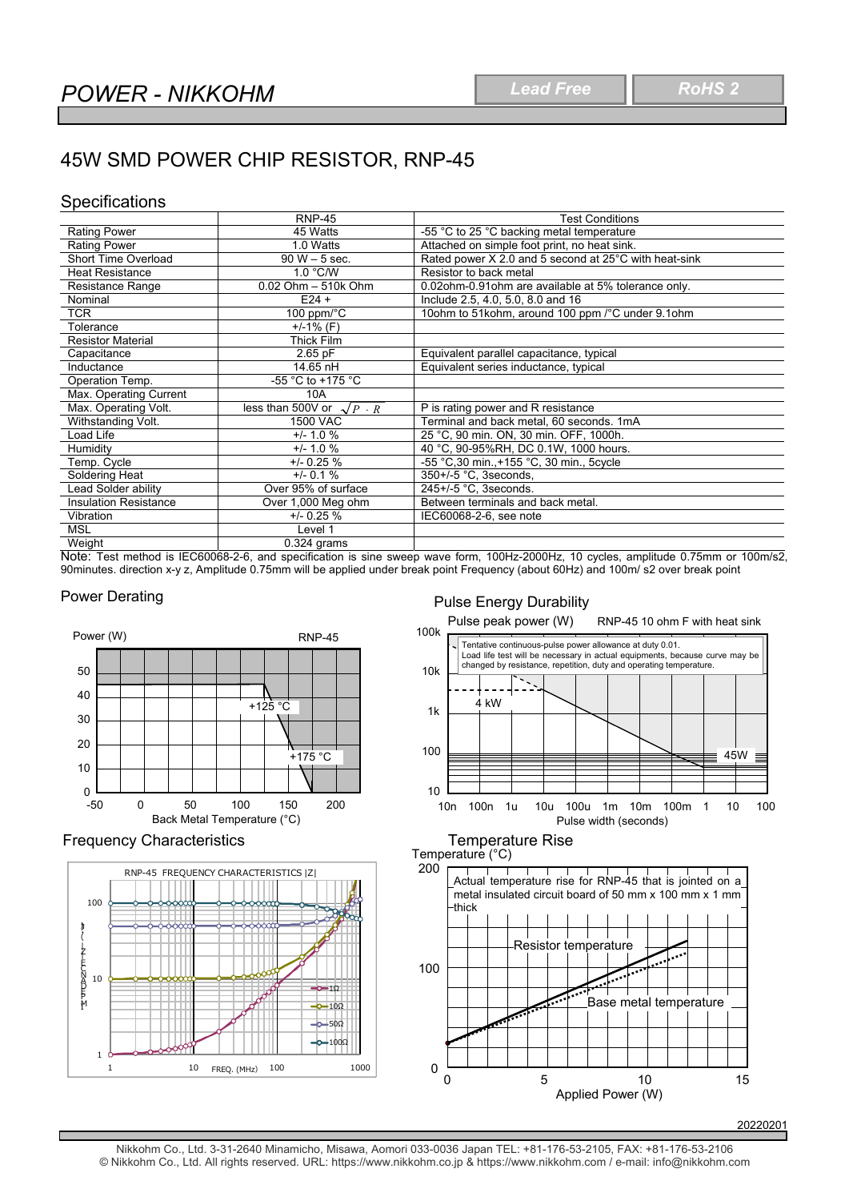# POWER - NIKKOHM

Lead Free

RoHS 2

## 45W SMD POWER CHIP RESISTOR, RNP-45

### Specifications

| | RNP-45 | Test Conditions |
|---|---|---|
| Rating Power | 45 Watts | -55 °C to 25 °C backing metal temperature |
| Rating Power | 1.0 Watts | Attached on simple foot print, no heat sink. |
| Short Time Overload | 90 W – 5 sec. | Rated power X 2.0 and 5 second at 25°C with heat-sink |
| Heat Resistance | 1.0 °C/W | Resistor to back metal |
| Resistance Range | 0.02 Ohm – 510k Ohm | 0.02ohm-0.91ohm are available at 5% tolerance only. |
| Nominal | E24 + | Include 2.5, 4.0, 5.0, 8.0 and 16 |
| TCR | 100 ppm/°C | 10ohm to 51kohm, around 100 ppm /°C under 9.1ohm |
| Tolerance | +/-1% (F) | |
| Resistor Material | Thick Film | |
| Capacitance | 2.65 pF | Equivalent parallel capacitance, typical |
| Inductance | 14.65 nH | Equivalent series inductance, typical |
| Operation Temp. | -55 °C to +175 °C | |
| Max. Operating Current | 10A | |
| Max. Operating Volt. | less than 500V or $\sqrt{P \cdot R}$ | P is rating power and R resistance |
| Withstanding Volt. | 1500 VAC | Terminal and back metal, 60 seconds. 1mA |
| Load Life | +/- 1.0 % | 25 °C, 90 min. ON, 30 min. OFF, 1000h. |
| Humidity | +/- 1.0 % | 40 °C, 90-95%RH, DC 0.1W, 1000 hours. |
| Temp. Cycle | +/- 0.25 % | -55 °C,30 min.,+155 °C, 30 min., 5cycle |
| Soldering Heat | +/- 0.1 % | 350+/-5 °C, 3seconds, |
| Lead Solder ability | Over 95% of surface | 245+/-5 °C, 3seconds. |
| Insulation Resistance | Over 1,000 Meg ohm | Between terminals and back metal. |
| Vibration | +/- 0.25 % | IEC60068-2-6, see note |
| MSL | Level 1 | |
| Weight | 0.324 grams | |

Note: Test method is IEC60068-2-6, and specification is sine sweep wave form, 100Hz-2000Hz, 10 cycles, amplitude 0.75mm or 100m/s2, 90minutes. direction x-y z, Amplitude 0.75mm will be applied under break point Frequency (about 60Hz) and 100m/ s2 over break point

### Power Derating

Power (W)
RNP-45
50
40
30
20
10
0
+125 °C
+175 °C
-50 0 50 100 150 200
Back Metal Temperature (°C)

### Pulse Energy Durability

Pulse peak power (W) RNP-45 10 ohm F with heat sink

Tentative continuous-pulse power allowance at duty 0.01.
Load life test will be necessary in actual equipments, because curve may be changed by resistance, repetition, duty and operating temperature.

100k
10k
1k
100
10
4 kW
45W
10n 100n 1u 10u 100u 1m 10m 100m 1 10 100
Pulse width (seconds)

### Frequency Characteristics

RNP-45 FREQUENCY CHARACTERISTICS |Z|
100
10
1
1 10 FREQ. (MHz) 100 1000
1Ω
10Ω
50Ω
100Ω

### Temperature Rise

Temperature (°C)
200
100
0
Actual temperature rise for RNP-45 that is jointed on a metal insulated circuit board of 50 mm x 100 mm x 1 mm thick
Resistor temperature
Base metal temperature
0 5 10 15
Applied Power (W)

20220201

Nikkohm Co., Ltd. 3-31-2640 Minamicho, Misawa, Aomori 033-0036 Japan TEL: +81-176-53-2105, FAX: +81-176-53-2106
© Nikkohm Co., Ltd. All rights reserved. URL: https://www.nikkohm.co.jp & https://www.nikkohm.com / e-mail: info@nikkohm.com